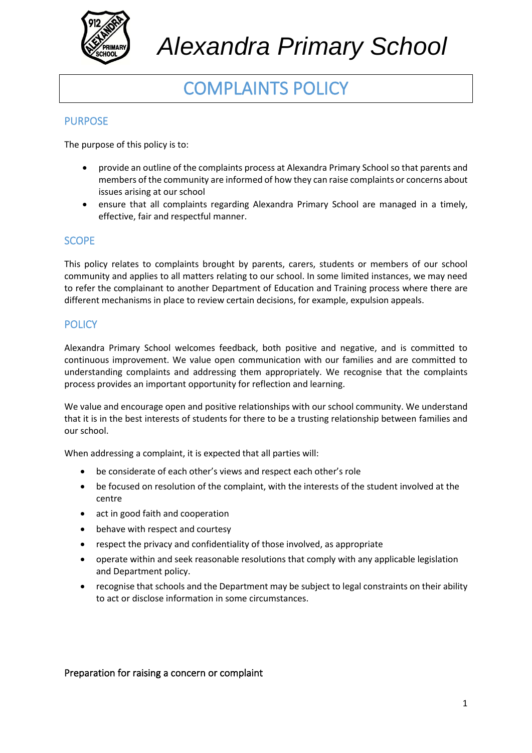# Alexandra Primary School

## COMPLAINTS POLICY

### PURPOSE

The purpose of this policy is to:

- provide an outline of the complaints process at Alexandra Primary School so that parents and members of the community are informed of how they can raise complaints or concerns about issues arising at our school
- ensure that all complaints regarding Alexandra Primary School are managed in a timely, effective, fair and respectful manner.

### SCOPE

This policy relates to complaints brought by parents, carers, students or members of our school community and applies to all matters relating to our school. In some limited instances, we may need to refer the complainant to another Department of Education and Training process where there are different mechanisms in place to review certain decisions, for example, expulsion appeals.

### POLICY

Alexandra Primary School welcomes feedback, both positive and negative, and is committed to continuous improvement. We value open communication with our families and are committed to understanding complaints and addressing them appropriately. We recognise that the complaints process provides an important opportunity for reflection and learning.

We value and encourage open and positive relationships with our school community. We understand that it is in the best interests of students for there to be a trusting relationship between families and our school.

When addressing a complaint, it is expected that all parties will:

- be considerate of each other's views and respect each other's role
- be focused on resolution of the complaint, with the interests of the student involved at the centre
- act in good faith and cooperation
- behave with respect and courtesy
- respect the privacy and confidentiality of those involved, as appropriate
- operate within and seek reasonable resolutions that comply with any applicable legislation and Department policy.
- recognise that schools and the Department may be subject to legal constraints on their ability to act or disclose information in some circumstances.

#### Preparation for raising a concern or complaint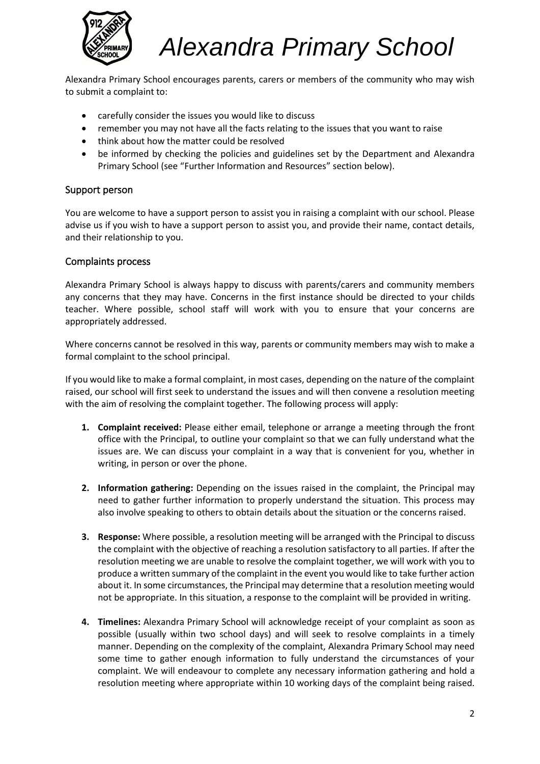Alexandra Primary School encourages parents, carers or members of the community who may wish to submit a complaint to:

- carefully consider the issues you would like to discuss
- remember you may not have all the facts relating to the issues that you want to raise
- think about how the matter could be resolved
- be informed by checking the policies and guidelines set by the Department and Alexandra Primary School (see "Further Information and Resources" section below).

## Support person

You are welcome to have a support person to assist you in raising a complaint with our school. Please advise us if you wish to have a support person to assist you, and provide their name, contact details, and their relationship to you.

## Complaints process

Alexandra Primary School is always happy to discuss with parents/carers and community members any concerns that they may have. Concerns in the first instance should be directed to your childs teacher. Where possible, school staff will work with you to ensure that your concerns are appropriately addressed.

Where concerns cannot be resolved in this way, parents or community members may wish to make a formal complaint to the school principal.

If you would like to make a formal complaint, in most cases, depending on the nature of the complaint raised, our school will first seek to understand the issues and will then convene a resolution meeting with the aim of resolving the complaint together. The following process will apply:

1. **Complaint received:** Please either email, telephone or arrange a meeting through the front office with the Principal, to outline your complaint so that we can fully understand what the issues are. We can discuss your complaint in a way that is convenient for you, whether in writing, in person or over the phone.

2. **Information gathering:** Depending on the issues raised in the complaint, the Principal may need to gather further information to properly understand the situation. This process may also involve speaking to others to obtain details about the situation or the concerns raised.

3. **Response:** Where possible, a resolution meeting will be arranged with the Principal to discuss the complaint with the objective of reaching a resolution satisfactory to all parties. If after the resolution meeting we are unable to resolve the complaint together, we will work with you to produce a written summary of the complaint in the event you would like to take further action about it. In some circumstances, the Principal may determine that a resolution meeting would not be appropriate. In this situation, a response to the complaint will be provided in writing.

4. **Timelines:** Alexandra Primary School will acknowledge receipt of your complaint as soon as possible (usually within two school days) and will seek to resolve complaints in a timely manner. Depending on the complexity of the complaint, Alexandra Primary School may need some time to gather enough information to fully understand the circumstances of your complaint. We will endeavour to complete any necessary information gathering and hold a resolution meeting where appropriate within 10 working days of the complaint being raised.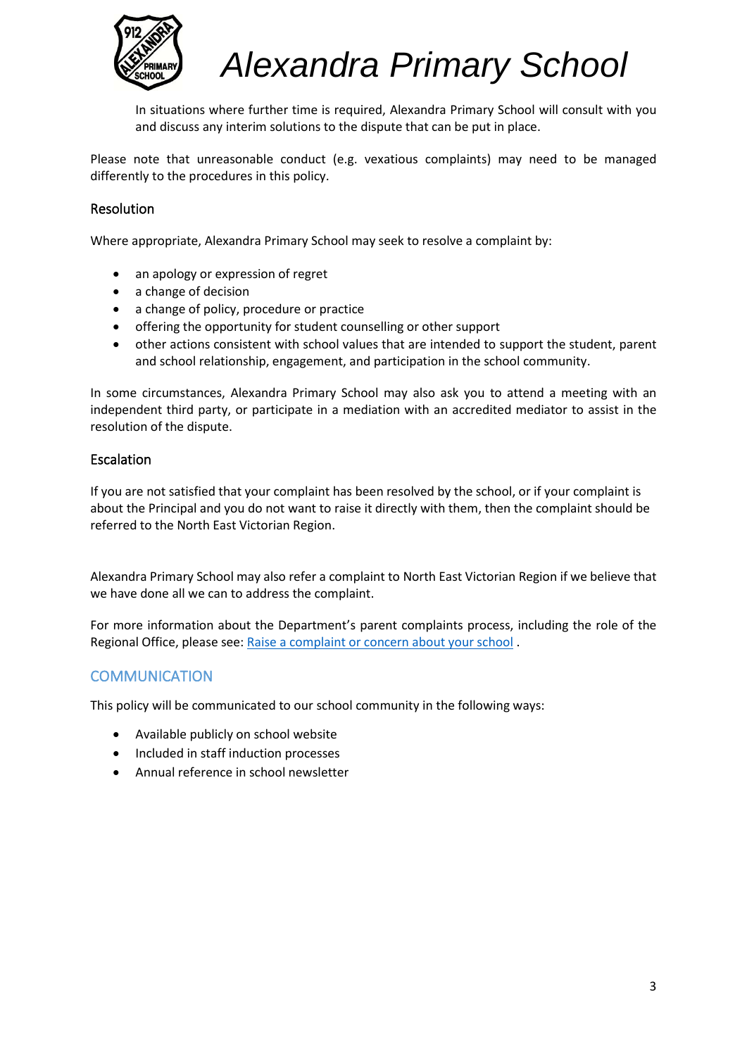In situations where further time is required, Alexandra Primary School will consult with you and discuss any interim solutions to the dispute that can be put in place.

Please note that unreasonable conduct (e.g. vexatious complaints) may need to be managed differently to the procedures in this policy.

### Resolution

Where appropriate, Alexandra Primary School may seek to resolve a complaint by:

- an apology or expression of regret
- a change of decision
- a change of policy, procedure or practice
- offering the opportunity for student counselling or other support
- other actions consistent with school values that are intended to support the student, parent and school relationship, engagement, and participation in the school community.

In some circumstances, Alexandra Primary School may also ask you to attend a meeting with an independent third party, or participate in a mediation with an accredited mediator to assist in the resolution of the dispute.

### Escalation

If you are not satisfied that your complaint has been resolved by the school, or if your complaint is about the Principal and you do not want to raise it directly with them, then the complaint should be referred to the North East Victorian Region.

Alexandra Primary School may also refer a complaint to North East Victorian Region if we believe that we have done all we can to address the complaint.

For more information about the Department's parent complaints process, including the role of the Regional Office, please see: Raise a complaint or concern about your school .

## COMMUNICATION

This policy will be communicated to our school community in the following ways:

- Available publicly on school website
- Included in staff induction processes
- Annual reference in school newsletter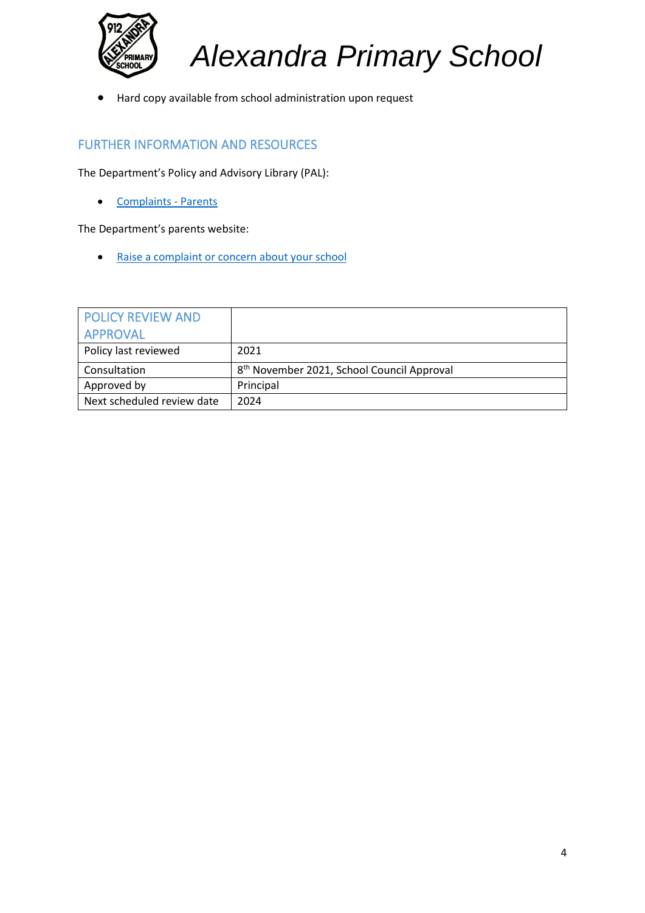- Hard copy available from school administration upon request

## FURTHER INFORMATION AND RESOURCES

The Department's Policy and Advisory Library (PAL):

- [Complaints - Parents]

The Department's parents website:

- [Raise a complaint or concern about your school]

| POLICY REVIEW AND APPROVAL | |
|---|---|
| Policy last reviewed | 2021 |
| Consultation | 8th November 2021, School Council Approval |
| Approved by | Principal |
| Next scheduled review date | 2024 |